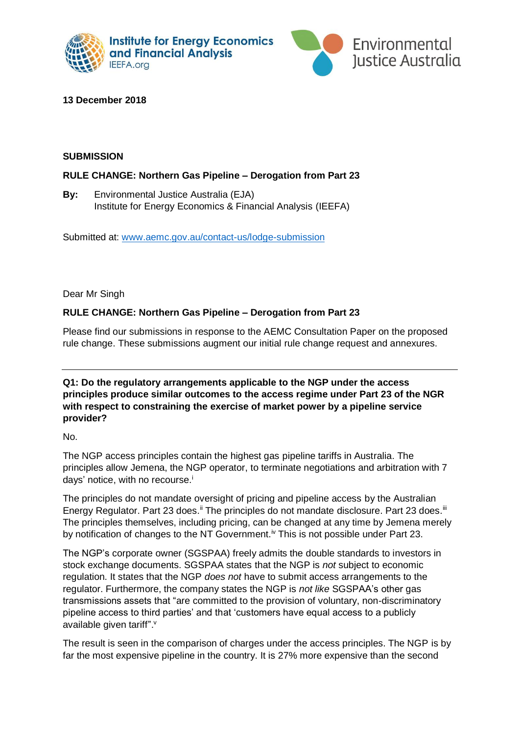**13 December 2018**

**SUBMISSION**

**RULE CHANGE: Northern Gas Pipeline – Derogation from Part 23**

**By:** Environmental Justice Australia (EJA)
Institute for Energy Economics & Financial Analysis (IEEFA)

Submitted at: www.aemc.gov.au/contact-us/lodge-submission

Dear Mr Singh

**RULE CHANGE: Northern Gas Pipeline – Derogation from Part 23**

Please find our submissions in response to the AEMC Consultation Paper on the proposed rule change. These submissions augment our initial rule change request and annexures.

---

**Q1: Do the regulatory arrangements applicable to the NGP under the access principles produce similar outcomes to the access regime under Part 23 of the NGR with respect to constraining the exercise of market power by a pipeline service provider?**

No.

The NGP access principles contain the highest gas pipeline tariffs in Australia. The principles allow Jemena, the NGP operator, to terminate negotiations and arbitration with 7 days' notice, with no recourse.[i]

The principles do not mandate oversight of pricing and pipeline access by the Australian Energy Regulator. Part 23 does.[ii] The principles do not mandate disclosure. Part 23 does.[iii] The principles themselves, including pricing, can be changed at any time by Jemena merely by notification of changes to the NT Government.[iv] This is not possible under Part 23.

The NGP's corporate owner (SGSPAA) freely admits the double standards to investors in stock exchange documents. SGSPAA states that the NGP is *not* subject to economic regulation. It states that the NGP *does not* have to submit access arrangements to the regulator. Furthermore, the company states the NGP is *not like* SGSPAA's other gas transmissions assets that "are committed to the provision of voluntary, non-discriminatory pipeline access to third parties' and that 'customers have equal access to a publicly available given tariff".[v]

The result is seen in the comparison of charges under the access principles. The NGP is by far the most expensive pipeline in the country. It is 27% more expensive than the second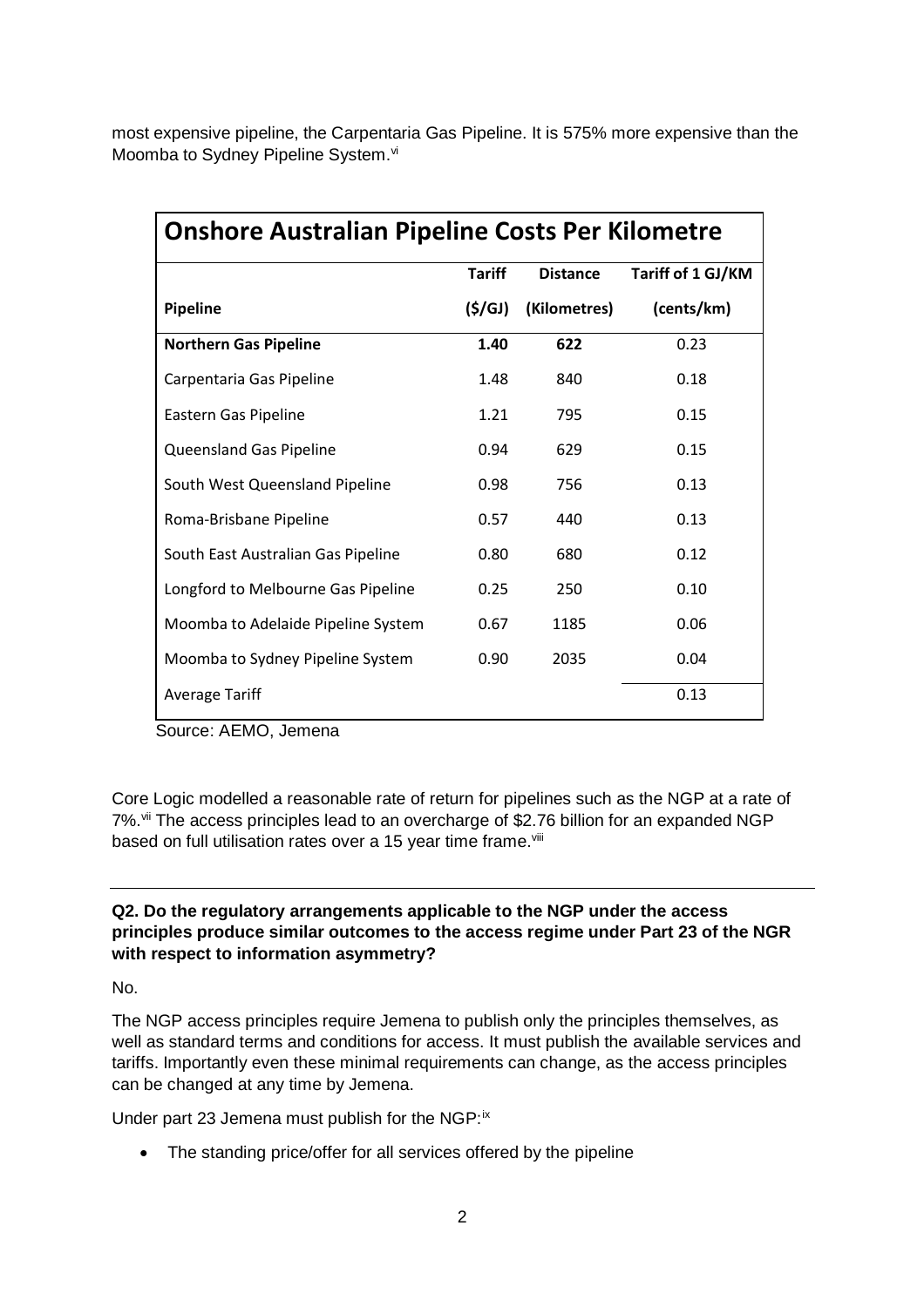most expensive pipeline, the Carpentaria Gas Pipeline. It is 575% more expensive than the Moomba to Sydney Pipeline System.[vi]

| Onshore Australian Pipeline Costs Per Kilometre | | | |
|---|---|---|---|
| **Pipeline** | **Tariff ($/GJ)** | **Distance (Kilometres)** | **Tariff of 1 GJ/KM (cents/km)** |
| **Northern Gas Pipeline** | **1.40** | **622** | 0.23 |
| Carpentaria Gas Pipeline | 1.48 | 840 | 0.18 |
| Eastern Gas Pipeline | 1.21 | 795 | 0.15 |
| Queensland Gas Pipeline | 0.94 | 629 | 0.15 |
| South West Queensland Pipeline | 0.98 | 756 | 0.13 |
| Roma-Brisbane Pipeline | 0.57 | 440 | 0.13 |
| South East Australian Gas Pipeline | 0.80 | 680 | 0.12 |
| Longford to Melbourne Gas Pipeline | 0.25 | 250 | 0.10 |
| Moomba to Adelaide Pipeline System | 0.67 | 1185 | 0.06 |
| Moomba to Sydney Pipeline System | 0.90 | 2035 | 0.04 |
| Average Tariff | | | 0.13 |

Source: AEMO, Jemena

Core Logic modelled a reasonable rate of return for pipelines such as the NGP at a rate of 7%.[vii] The access principles lead to an overcharge of $2.76 billion for an expanded NGP based on full utilisation rates over a 15 year time frame.[viii]

---

**Q2. Do the regulatory arrangements applicable to the NGP under the access principles produce similar outcomes to the access regime under Part 23 of the NGR with respect to information asymmetry?**

No.

The NGP access principles require Jemena to publish only the principles themselves, as well as standard terms and conditions for access. It must publish the available services and tariffs. Importantly even these minimal requirements can change, as the access principles can be changed at any time by Jemena.

Under part 23 Jemena must publish for the NGP:[ix]

- The standing price/offer for all services offered by the pipeline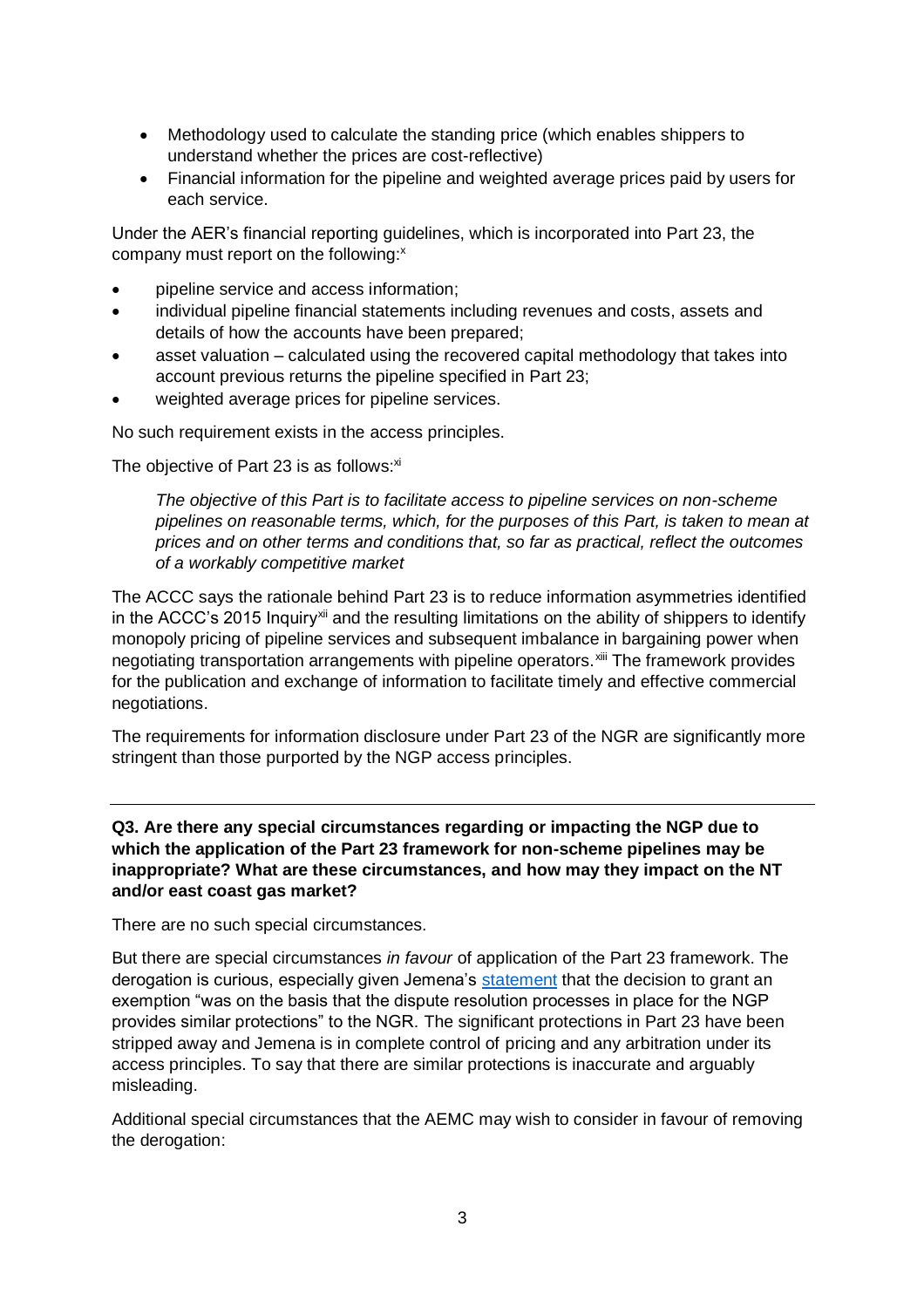- Methodology used to calculate the standing price (which enables shippers to understand whether the prices are cost-reflective)
- Financial information for the pipeline and weighted average prices paid by users for each service.

Under the AER's financial reporting guidelines, which is incorporated into Part 23, the company must report on the following:[x]

- pipeline service and access information;
- individual pipeline financial statements including revenues and costs, assets and details of how the accounts have been prepared;
- asset valuation – calculated using the recovered capital methodology that takes into account previous returns the pipeline specified in Part 23;
- weighted average prices for pipeline services.

No such requirement exists in the access principles.

The objective of Part 23 is as follows:[xi]

> *The objective of this Part is to facilitate access to pipeline services on non-scheme pipelines on reasonable terms, which, for the purposes of this Part, is taken to mean at prices and on other terms and conditions that, so far as practical, reflect the outcomes of a workably competitive market*

The ACCC says the rationale behind Part 23 is to reduce information asymmetries identified in the ACCC's 2015 Inquiry[xii] and the resulting limitations on the ability of shippers to identify monopoly pricing of pipeline services and subsequent imbalance in bargaining power when negotiating transportation arrangements with pipeline operators.[xiii] The framework provides for the publication and exchange of information to facilitate timely and effective commercial negotiations.

The requirements for information disclosure under Part 23 of the NGR are significantly more stringent than those purported by the NGP access principles.

---

**Q3. Are there any special circumstances regarding or impacting the NGP due to which the application of the Part 23 framework for non-scheme pipelines may be inappropriate? What are these circumstances, and how may they impact on the NT and/or east coast gas market?**

There are no such special circumstances.

But there are special circumstances *in favour* of application of the Part 23 framework. The derogation is curious, especially given Jemena's statement that the decision to grant an exemption "was on the basis that the dispute resolution processes in place for the NGP provides similar protections" to the NGR. The significant protections in Part 23 have been stripped away and Jemena is in complete control of pricing and any arbitration under its access principles. To say that there are similar protections is inaccurate and arguably misleading.

Additional special circumstances that the AEMC may wish to consider in favour of removing the derogation: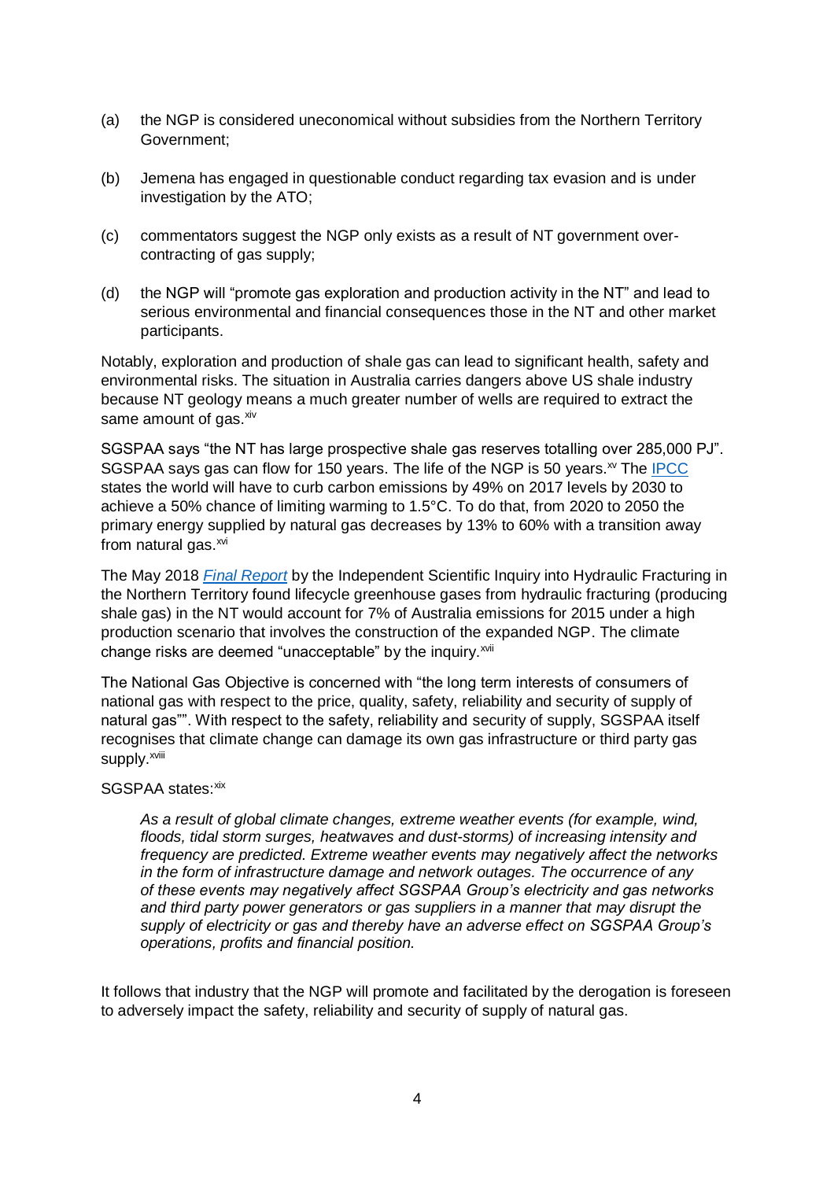(a) the NGP is considered uneconomical without subsidies from the Northern Territory Government;

(b) Jemena has engaged in questionable conduct regarding tax evasion and is under investigation by the ATO;

(c) commentators suggest the NGP only exists as a result of NT government over-contracting of gas supply;

(d) the NGP will "promote gas exploration and production activity in the NT" and lead to serious environmental and financial consequences those in the NT and other market participants.

Notably, exploration and production of shale gas can lead to significant health, safety and environmental risks. The situation in Australia carries dangers above US shale industry because NT geology means a much greater number of wells are required to extract the same amount of gas.[xiv]

SGSPAA says "the NT has large prospective shale gas reserves totalling over 285,000 PJ". SGSPAA says gas can flow for 150 years. The life of the NGP is 50 years.[xv] The [IPCC](IPCC) states the world will have to curb carbon emissions by 49% on 2017 levels by 2030 to achieve a 50% chance of limiting warming to 1.5°C. To do that, from 2020 to 2050 the primary energy supplied by natural gas decreases by 13% to 60% with a transition away from natural gas.[xvi]

The May 2018 *Final Report* by the Independent Scientific Inquiry into Hydraulic Fracturing in the Northern Territory found lifecycle greenhouse gases from hydraulic fracturing (producing shale gas) in the NT would account for 7% of Australia emissions for 2015 under a high production scenario that involves the construction of the expanded NGP. The climate change risks are deemed "unacceptable" by the inquiry.[xvii]

The National Gas Objective is concerned with "the long term interests of consumers of national gas with respect to the price, quality, safety, reliability and security of supply of natural gas"". With respect to the safety, reliability and security of supply, SGSPAA itself recognises that climate change can damage its own gas infrastructure or third party gas supply.[xviii]

SGSPAA states:[xix]

> *As a result of global climate changes, extreme weather events (for example, wind, floods, tidal storm surges, heatwaves and dust-storms) of increasing intensity and frequency are predicted. Extreme weather events may negatively affect the networks in the form of infrastructure damage and network outages. The occurrence of any of these events may negatively affect SGSPAA Group's electricity and gas networks and third party power generators or gas suppliers in a manner that may disrupt the supply of electricity or gas and thereby have an adverse effect on SGSPAA Group's operations, profits and financial position.*

It follows that industry that the NGP will promote and facilitated by the derogation is foreseen to adversely impact the safety, reliability and security of supply of natural gas.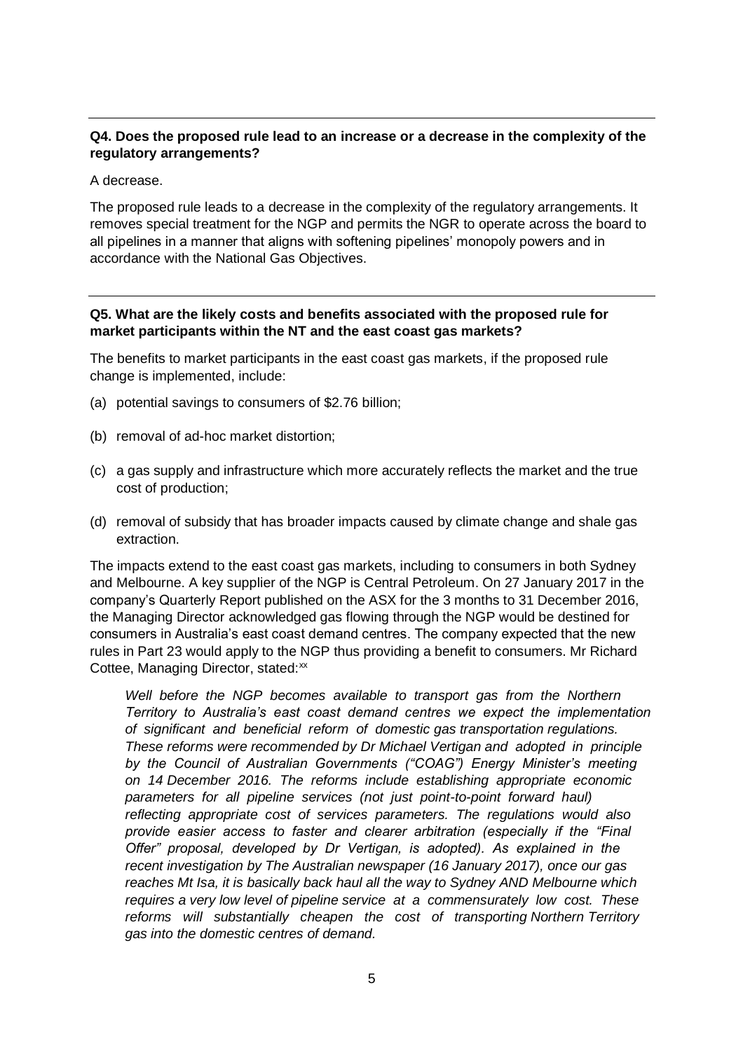**Q4. Does the proposed rule lead to an increase or a decrease in the complexity of the regulatory arrangements?**

A decrease.

The proposed rule leads to a decrease in the complexity of the regulatory arrangements. It removes special treatment for the NGP and permits the NGR to operate across the board to all pipelines in a manner that aligns with softening pipelines' monopoly powers and in accordance with the National Gas Objectives.

**Q5. What are the likely costs and benefits associated with the proposed rule for market participants within the NT and the east coast gas markets?**

The benefits to market participants in the east coast gas markets, if the proposed rule change is implemented, include:

(a) potential savings to consumers of $2.76 billion;

(b) removal of ad-hoc market distortion;

(c) a gas supply and infrastructure which more accurately reflects the market and the true cost of production;

(d) removal of subsidy that has broader impacts caused by climate change and shale gas extraction.

The impacts extend to the east coast gas markets, including to consumers in both Sydney and Melbourne. A key supplier of the NGP is Central Petroleum. On 27 January 2017 in the company's Quarterly Report published on the ASX for the 3 months to 31 December 2016, the Managing Director acknowledged gas flowing through the NGP would be destined for consumers in Australia's east coast demand centres. The company expected that the new rules in Part 23 would apply to the NGP thus providing a benefit to consumers. Mr Richard Cottee, Managing Director, stated:[xx]

> *Well before the NGP becomes available to transport gas from the Northern Territory to Australia's east coast demand centres we expect the implementation of significant and beneficial reform of domestic gas transportation regulations. These reforms were recommended by Dr Michael Vertigan and adopted in principle by the Council of Australian Governments ("COAG") Energy Minister's meeting on 14 December 2016. The reforms include establishing appropriate economic parameters for all pipeline services (not just point-to-point forward haul) reflecting appropriate cost of services parameters. The regulations would also provide easier access to faster and clearer arbitration (especially if the "Final Offer" proposal, developed by Dr Vertigan, is adopted). As explained in the recent investigation by The Australian newspaper (16 January 2017), once our gas reaches Mt Isa, it is basically back haul all the way to Sydney AND Melbourne which requires a very low level of pipeline service at a commensurately low cost. These reforms will substantially cheapen the cost of transporting Northern Territory gas into the domestic centres of demand.*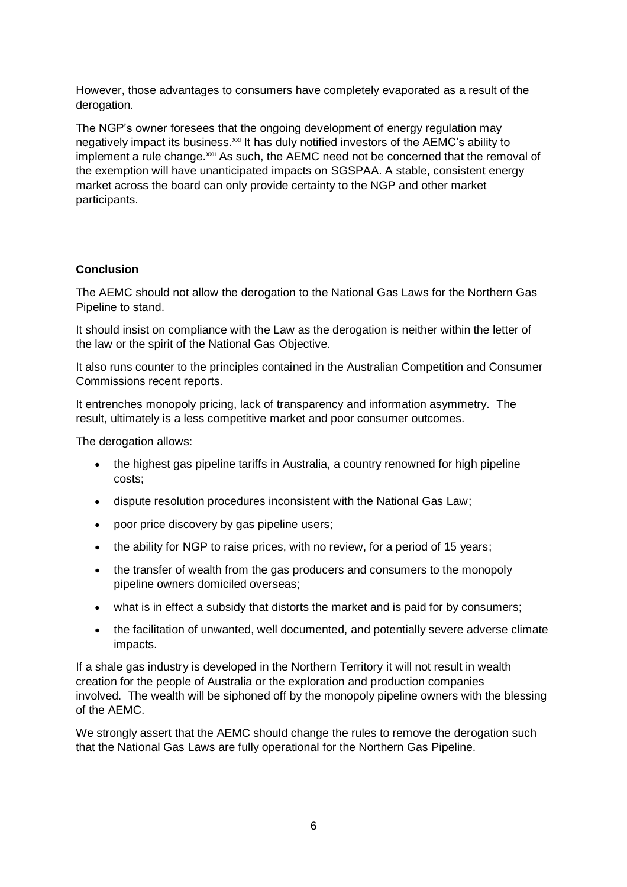However, those advantages to consumers have completely evaporated as a result of the derogation.

The NGP's owner foresees that the ongoing development of energy regulation may negatively impact its business.[xxi] It has duly notified investors of the AEMC's ability to implement a rule change.[xxii] As such, the AEMC need not be concerned that the removal of the exemption will have unanticipated impacts on SGSPAA. A stable, consistent energy market across the board can only provide certainty to the NGP and other market participants.

---

**Conclusion**

The AEMC should not allow the derogation to the National Gas Laws for the Northern Gas Pipeline to stand.

It should insist on compliance with the Law as the derogation is neither within the letter of the law or the spirit of the National Gas Objective.

It also runs counter to the principles contained in the Australian Competition and Consumer Commissions recent reports.

It entrenches monopoly pricing, lack of transparency and information asymmetry. The result, ultimately is a less competitive market and poor consumer outcomes.

The derogation allows:

- the highest gas pipeline tariffs in Australia, a country renowned for high pipeline costs;
- dispute resolution procedures inconsistent with the National Gas Law;
- poor price discovery by gas pipeline users;
- the ability for NGP to raise prices, with no review, for a period of 15 years;
- the transfer of wealth from the gas producers and consumers to the monopoly pipeline owners domiciled overseas;
- what is in effect a subsidy that distorts the market and is paid for by consumers;
- the facilitation of unwanted, well documented, and potentially severe adverse climate impacts.

If a shale gas industry is developed in the Northern Territory it will not result in wealth creation for the people of Australia or the exploration and production companies involved. The wealth will be siphoned off by the monopoly pipeline owners with the blessing of the AEMC.

We strongly assert that the AEMC should change the rules to remove the derogation such that the National Gas Laws are fully operational for the Northern Gas Pipeline.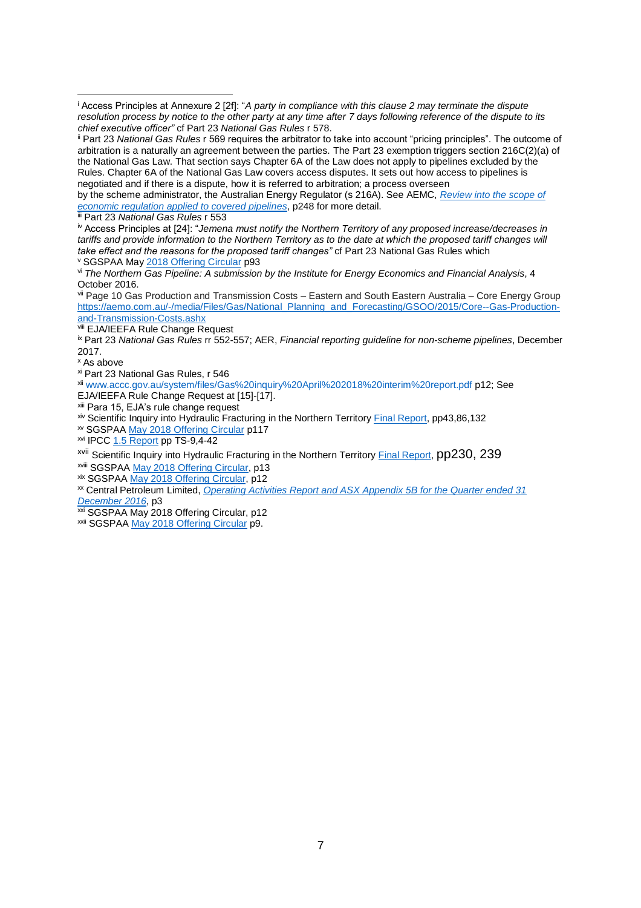[i] Access Principles at Annexure 2 [2f]: "*A party in compliance with this clause 2 may terminate the dispute resolution process by notice to the other party at any time after 7 days following reference of the dispute to its chief executive officer"* cf Part 23 *National Gas Rules* r 578.

[ii] Part 23 *National Gas Rules* r 569 requires the arbitrator to take into account "pricing principles". The outcome of arbitration is a naturally an agreement between the parties. The Part 23 exemption triggers section 216C(2)(a) of the National Gas Law. That section says Chapter 6A of the Law does not apply to pipelines excluded by the Rules. Chapter 6A of the National Gas Law covers access disputes. It sets out how access to pipelines is negotiated and if there is a dispute, how it is referred to arbitration; a process overseen by the scheme administrator, the Australian Energy Regulator (s 216A). See AEMC, *Review into the scope of economic regulation applied to covered pipelines*, p248 for more detail.

[iii] Part 23 *National Gas Rules* r 553

[iv] Access Principles at [24]: "*Jemena must notify the Northern Territory of any proposed increase/decreases in tariffs and provide information to the Northern Territory as to the date at which the proposed tariff changes will take effect and the reasons for the proposed tariff changes"* cf Part 23 National Gas Rules which

[v] SGSPAA May 2018 Offering Circular p93

[vi] *The Northern Gas Pipeline: A submission by the Institute for Energy Economics and Financial Analysis*, 4 October 2016.

[vii] Page 10 Gas Production and Transmission Costs – Eastern and South Eastern Australia – Core Energy Group https://aemo.com.au/-/media/Files/Gas/National_Planning_and_Forecasting/GSOO/2015/Core--Gas-Production-and-Transmission-Costs.ashx

[viii] EJA/IEEFA Rule Change Request

[ix] Part 23 *National Gas Rules* rr 552-557; AER, *Financial reporting guideline for non-scheme pipelines*, December 2017.

[x] As above

[xi] Part 23 National Gas Rules, r 546

[xii] www.accc.gov.au/system/files/Gas%20inquiry%20April%202018%20interim%20report.pdf p12; See EJA/IEEFA Rule Change Request at [15]-[17].

[xiii] Para 15, EJA's rule change request

[xiv] Scientific Inquiry into Hydraulic Fracturing in the Northern Territory Final Report, pp43,86,132

[xv] SGSPAA May 2018 Offering Circular p117

[xvi] IPCC 1.5 Report pp TS-9,4-42

[xvii] Scientific Inquiry into Hydraulic Fracturing in the Northern Territory Final Report, pp230, 239

[xviii] SGSPAA May 2018 Offering Circular, p13

[xix] SGSPAA May 2018 Offering Circular, p12

[xx] Central Petroleum Limited, *Operating Activities Report and ASX Appendix 5B for the Quarter ended 31 December 2016*, p3

[xxi] SGSPAA May 2018 Offering Circular, p12

[xxii] SGSPAA May 2018 Offering Circular p9.